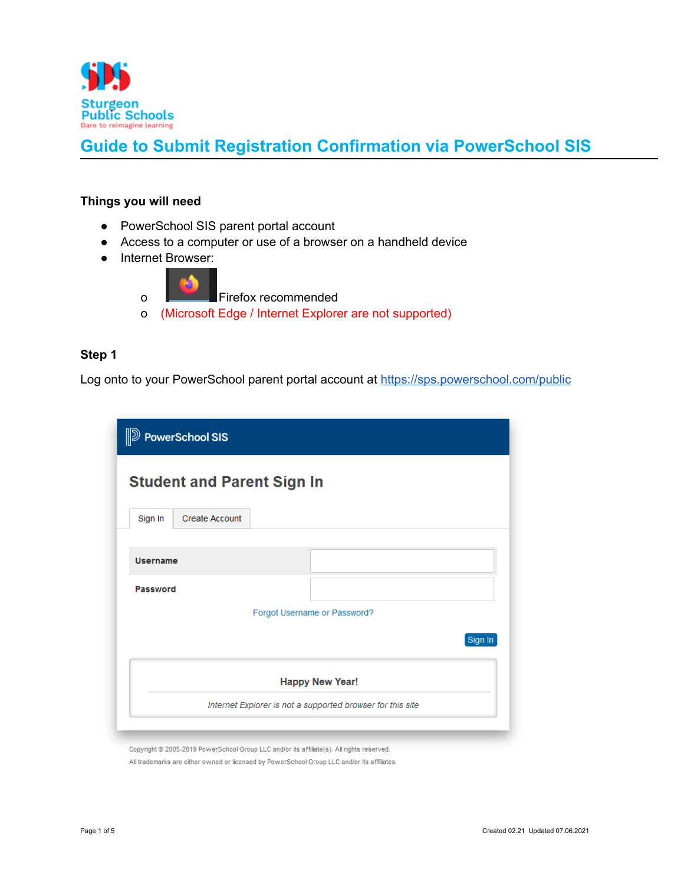# Guide to Submit Registration Confirmation via PowerSchool SIS

### Things you will need

- PowerSchool SIS parent portal account
- Access to a computer or use of a browser on a handheld device
- Internet Browser:
  - Firefox recommended
  - (Microsoft Edge / Internet Explorer are not supported)

### Step 1

Log onto to your PowerSchool parent portal account at https://sps.powerschool.com/public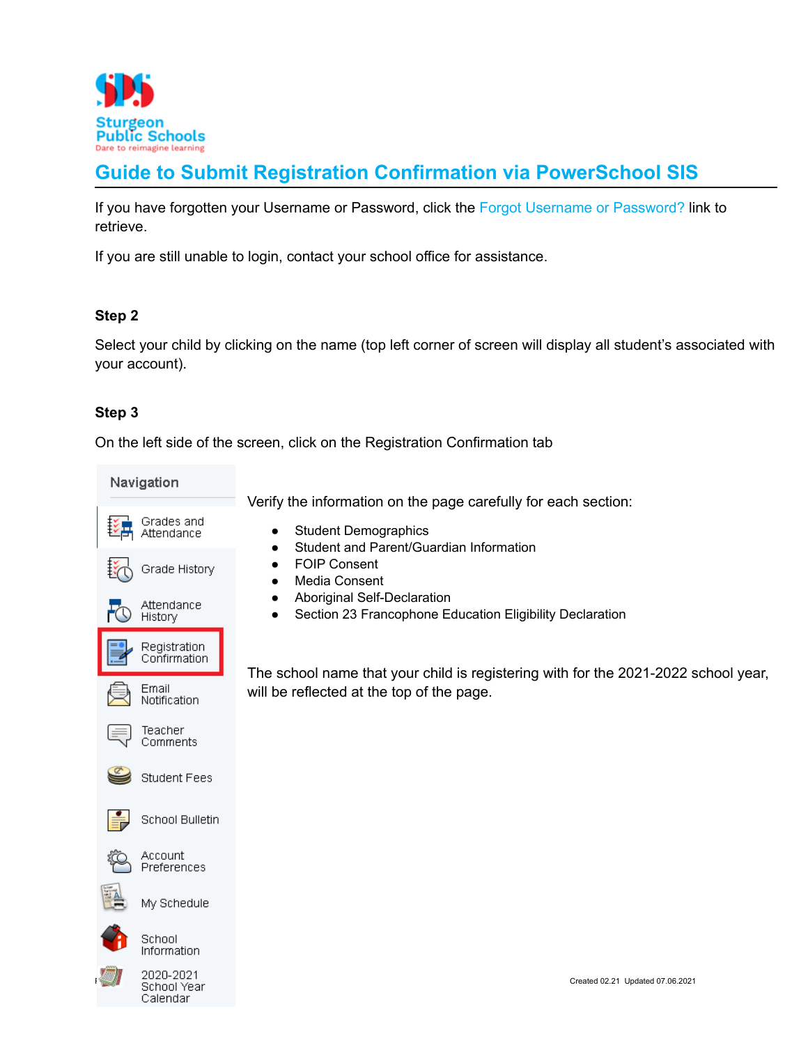# Guide to Submit Registration Confirmation via PowerSchool SIS

If you have forgotten your Username or Password, click the Forgot Username or Password? link to retrieve.

If you are still unable to login, contact your school office for assistance.

**Step 2**

Select your child by clicking on the name (top left corner of screen will display all student's associated with your account).

**Step 3**

On the left side of the screen, click on the Registration Confirmation tab

Navigation

- Grades and Attendance
- Grade History
- Attendance History
- Registration Confirmation
- Email Notification
- Teacher Comments
- Student Fees
- School Bulletin
- Account Preferences
- My Schedule
- School Information
- 2020-2021 School Year Calendar

Verify the information on the page carefully for each section:

- Student Demographics
- Student and Parent/Guardian Information
- FOIP Consent
- Media Consent
- Aboriginal Self-Declaration
- Section 23 Francophone Education Eligibility Declaration

The school name that your child is registering with for the 2021-2022 school year, will be reflected at the top of the page.

Created 02.21 Updated 07.06.2021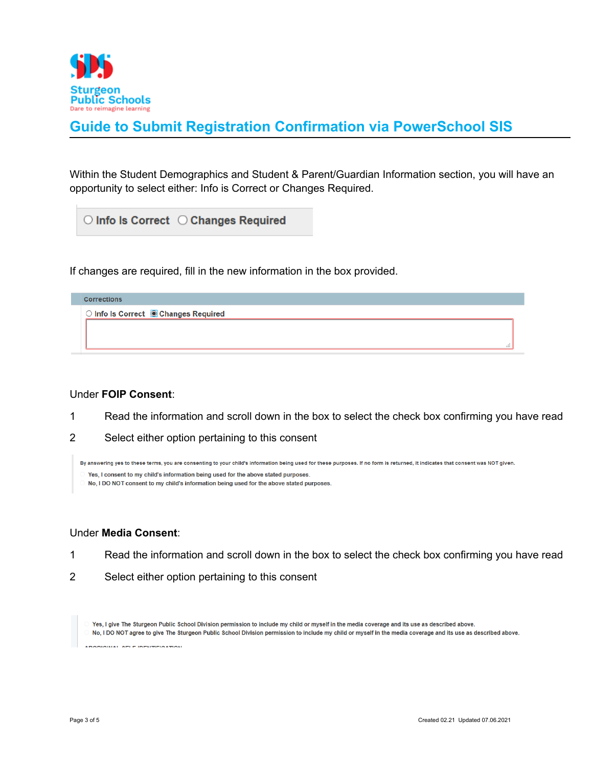Sturgeon Public Schools
Dare to reimagine learning

# Guide to Submit Registration Confirmation via PowerSchool SIS

Within the Student Demographics and Student & Parent/Guardian Information section, you will have an opportunity to select either: Info is Correct or Changes Required.

○ Info Is Correct ○ Changes Required

If changes are required, fill in the new information in the box provided.

Corrections

○ Info Is Correct ◉ Changes Required

Under **FOIP Consent**:

1 Read the information and scroll down in the box to select the check box confirming you have read

2 Select either option pertaining to this consent

By answering yes to these terms, you are consenting to your child's information being used for these purposes. If no form is returned, it indicates that consent was NOT given.

○ Yes, I consent to my child's information being used for the above stated purposes.

○ No, I DO NOT consent to my child's information being used for the above stated purposes.

Under **Media Consent**:

1 Read the information and scroll down in the box to select the check box confirming you have read

2 Select either option pertaining to this consent

○ Yes, I give The Sturgeon Public School Division permission to include my child or myself in the media coverage and its use as described above.

○ No, I DO NOT agree to give The Sturgeon Public School Division permission to include my child or myself in the media coverage and its use as described above.

Created 02.21 Updated 07.06.2021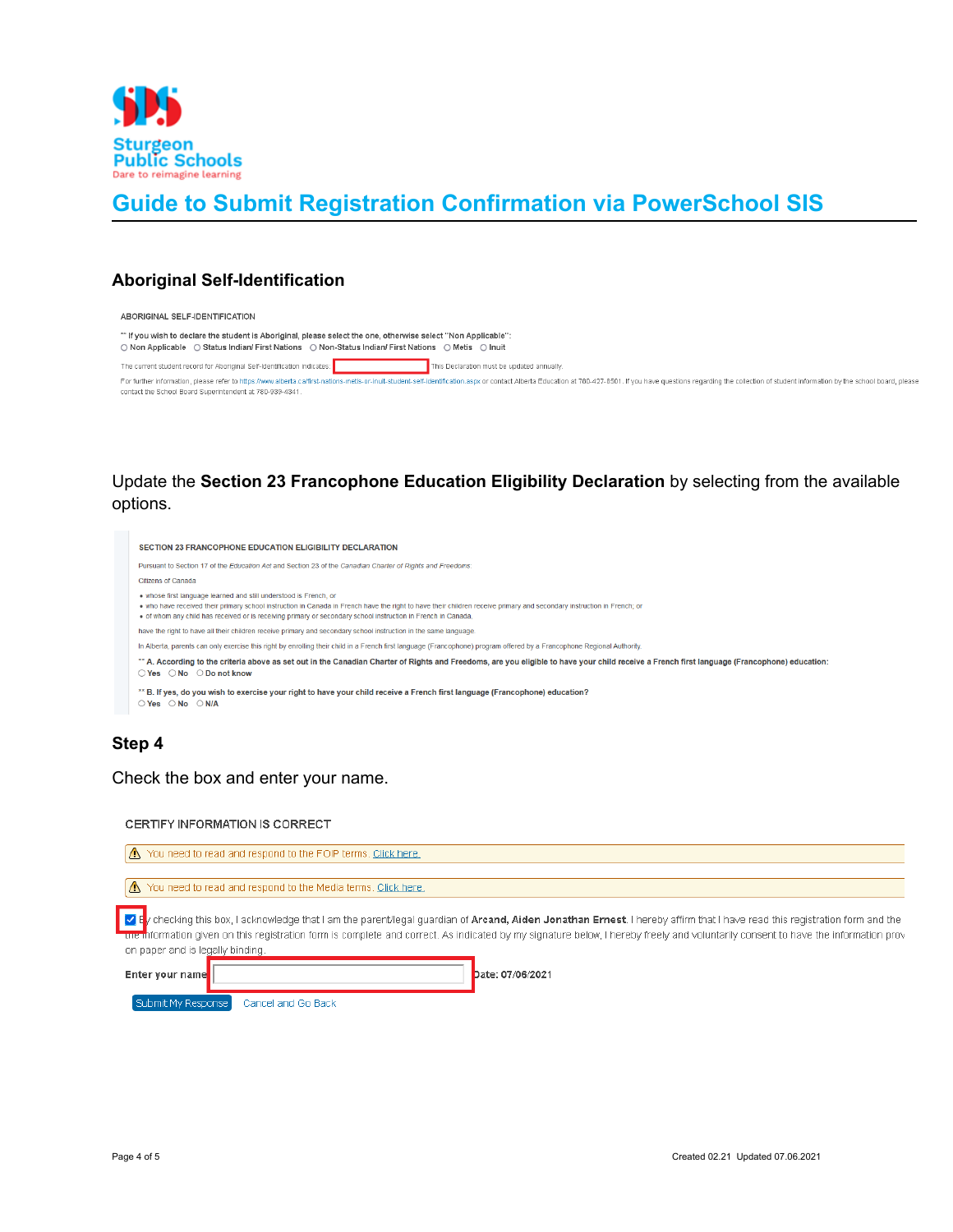## Guide to Submit Registration Confirmation via PowerSchool SIS

### Aboriginal Self-Identification

ABORIGINAL SELF-IDENTIFICATION

** If you wish to declare the student is Aboriginal, please select the one, otherwise select "Non Applicable":

○ Non Applicable ○ Status Indian/ First Nations ○ Non-Status Indian/ First Nations ○ Metis ○ Inuit

The current student record for Aboriginal Self-Identification indicates: [ ] This Declaration must be updated annually.

For further information, please refer to https://www.alberta.ca/first-nations-metis-or-inuit-student-self-identification.aspx or contact Alberta Education at 780-427-8501. If you have questions regarding the collection of student information by the school board, please contact the School Board Superintendent at 780-939-4341.

Update the **Section 23 Francophone Education Eligibility Declaration** by selecting from the available options.

SECTION 23 FRANCOPHONE EDUCATION ELIGIBILITY DECLARATION

Pursuant to Section 17 of the *Education Act* and Section 23 of the *Canadian Charter of Rights and Freedoms*:

Citizens of Canada

- whose first language learned and still understood is French, or
- who have received their primary school instruction in Canada in French have the right to have their children receive primary and secondary instruction in French; or
- of whom any child has received or is receiving primary or secondary school instruction in French in Canada,

have the right to have all their children receive primary and secondary school instruction in the same language.

In Alberta, parents can only exercise this right by enrolling their child in a French first language (Francophone) program offered by a Francophone Regional Authority.

** A. According to the criteria above as set out in the Canadian Charter of Rights and Freedoms, are you eligible to have your child receive a French first language (Francophone) education:
○ Yes ○ No ○ Do not know

** B. If yes, do you wish to exercise your right to have your child receive a French first language (Francophone) education?
○ Yes ○ No ○ N/A

### Step 4

Check the box and enter your name.

CERTIFY INFORMATION IS CORRECT

⚠ You need to read and respond to the FOIP terms. Click here.

⚠ You need to read and respond to the Media terms. Click here.

☑ By checking this box, I acknowledge that I am the parent/legal guardian of **Arcand, Aiden Jonathan Ernest**. I hereby affirm that I have read this registration form and the the information given on this registration form is complete and correct. As indicated by my signature below, I hereby freely and voluntarily consent to have the information prov on paper and is legally binding.

**Enter your name** [ ] **Date: 07/06/2021**

Submit My Response   Cancel and Go Back

Created 02.21 Updated 07.06.2021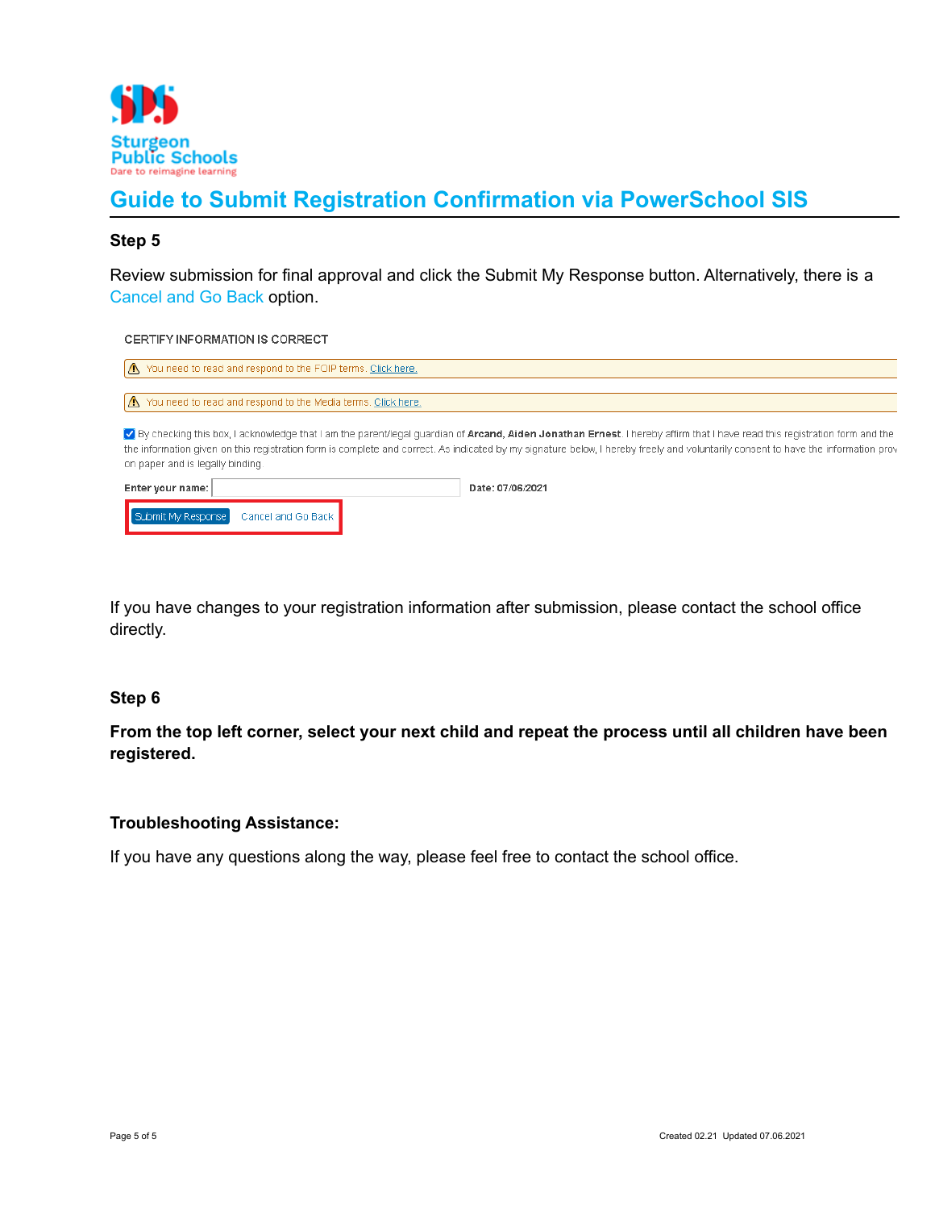Sturgeon Public Schools
Dare to reimagine learning

# Guide to Submit Registration Confirmation via PowerSchool SIS

### Step 5

Review submission for final approval and click the Submit My Response button. Alternatively, there is a Cancel and Go Back option.

CERTIFY INFORMATION IS CORRECT

⚠ You need to read and respond to the FOIP terms. Click here.

⚠ You need to read and respond to the Media terms. Click here.

☑ By checking this box, I acknowledge that I am the parent/legal guardian of **Arcand, Aiden Jonathan Ernest**. I hereby affirm that I have read this registration form and the the information given on this registration form is complete and correct. As indicated by my signature below, I hereby freely and voluntarily consent to have the information prov on paper and is legally binding

Enter your name: ____________ Date: 07/06/2021

Submit My Response | Cancel and Go Back

If you have changes to your registration information after submission, please contact the school office directly.

### Step 6

**From the top left corner, select your next child and repeat the process until all children have been registered.**

### Troubleshooting Assistance:

If you have any questions along the way, please feel free to contact the school office.

Created 02.21 Updated 07.06.2021